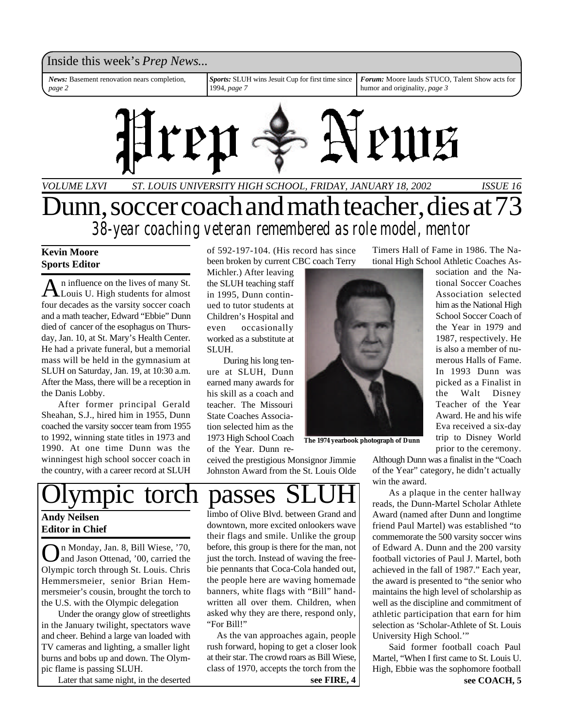Inside this week's *Prep News...*

*News:* Basement renovation nears completion, *page 2*

*Sports:* SLUH wins Jesuit Cup for first time since 1994, *page 7*

*Forum:* Moore lauds STUCO, Talent Show acts for humor and originality, *page 3*

# Prep News

*VOLUME LXVI — ST. LOUIS UNIVERSITY HIGH SCHOOL, FRIDAY, JANUARY 18, 2002 — ISSUE 16*

# Dunn, soccer coach and math teacher, dies at 73

## *38-year coaching veteran remembered as role model, mentor*

**Kevin Moore**
**Sports Editor**

An influence on the lives of many St. Louis U. High students for almost four decades as the varsity soccer coach and a math teacher, Edward "Ebbie" Dunn died of cancer of the esophagus on Thursday, Jan. 10, at St. Mary's Health Center. He had a private funeral, but a memorial mass will be held in the gymnasium at SLUH on Saturday, Jan. 19, at 10:30 a.m. After the Mass, there will be a reception in the Danis Lobby.

After former principal Gerald Sheahan, S.J., hired him in 1955, Dunn coached the varsity soccer team from 1955 to 1992, winning state titles in 1973 and 1990. At one time Dunn was the winningest high school soccer coach in the country, with a career record at SLUH of 592-197-104. (His record has since been broken by current CBC coach Terry Michler.) After leaving the SLUH teaching staff in 1995, Dunn continued to tutor students at Children's Hospital and even occasionally worked as a substitute at SLUH.

During his long tenure at SLUH, Dunn earned many awards for his skill as a coach and teacher. The Missouri State Coaches Association selected him as the 1973 High School Coach of the Year. Dunn received the prestigious Monsignor Jimmie Johnston Award from the St. Louis Olde Timers Hall of Fame in 1986. The National High School Athletic Coaches Association and the National Soccer Coaches Association selected him as the National High School Soccer Coach of the Year in 1979 and 1987, respectively. He is also a member of numerous Halls of Fame. In 1993 Dunn was picked as a Finalist in the Walt Disney Teacher of the Year Award. He and his wife Eva received a six-day trip to Disney World prior to the ceremony.

**The 1974 yearbook photograph of Dunn**

Although Dunn was a finalist in the "Coach of the Year" category, he didn't actually win the award.

As a plaque in the center hallway reads, the Dunn-Martel Scholar Athlete Award (named after Dunn and longtime friend Paul Martel) was established "to commemorate the 500 varsity soccer wins of Edward A. Dunn and the 200 varsity football victories of Paul J. Martel, both achieved in the fall of 1987." Each year, the award is presented to "the senior who maintains the high level of scholarship as well as the discipline and commitment of athletic participation that earn for him selection as 'Scholar-Athlete of St. Louis University High School.'"

Said former football coach Paul Martel, "When I first came to St. Louis U. High, Ebbie was the sophomore football

**see COACH, 5**

# Olympic torch passes SLUH

**Andy Neilsen**
**Editor in Chief**

On Monday, Jan. 8, Bill Wiese, '70, and Jason Ottenad, '00, carried the Olympic torch through St. Louis. Chris Hemmersmeier, senior Brian Hemmersmeier's cousin, brought the torch to the U.S. with the Olympic delegation

Under the orangy glow of streetlights in the January twilight, spectators wave and cheer. Behind a large van loaded with TV cameras and lighting, a smaller light burns and bobs up and down. The Olympic flame is passing SLUH.

Later that same night, in the deserted limbo of Olive Blvd. between Grand and downtown, more excited onlookers wave their flags and smile. Unlike the group before, this group is there for the man, not just the torch. Instead of waving the freebie pennants that Coca-Cola handed out, the people here are waving homemade banners, white flags with "Bill" handwritten all over them. Children, when asked why they are there, respond only, "For Bill!"

As the van approaches again, people rush forward, hoping to get a closer look at their star. The crowd roars as Bill Wiese, class of 1970, accepts the torch from the

**see FIRE, 4**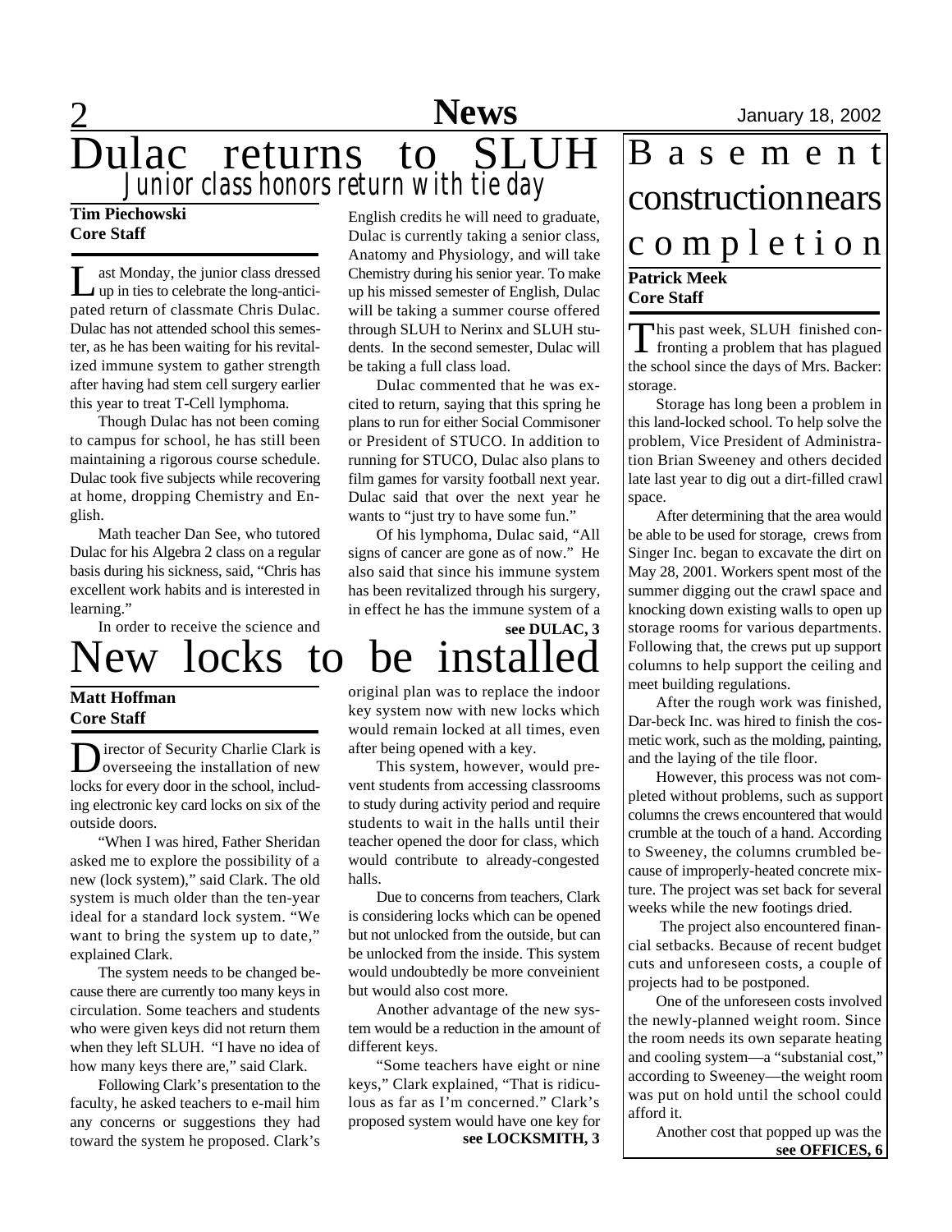# Dulac returns to SLUH

## *Junior class honors return with tie day*

**Tim Piechowski**
**Core Staff**

Last Monday, the junior class dressed up in ties to celebrate the long-anticipated return of classmate Chris Dulac. Dulac has not attended school this semester, as he has been waiting for his revitalized immune system to gather strength after having had stem cell surgery earlier this year to treat T-Cell lymphoma.

Though Dulac has not been coming to campus for school, he has still been maintaining a rigorous course schedule. Dulac took five subjects while recovering at home, dropping Chemistry and English.

Math teacher Dan See, who tutored Dulac for his Algebra 2 class on a regular basis during his sickness, said, "Chris has excellent work habits and is interested in learning."

In order to receive the science and English credits he will need to graduate, Dulac is currently taking a senior class, Anatomy and Physiology, and will take Chemistry during his senior year. To make up his missed semester of English, Dulac will be taking a summer course offered through SLUH to Nerinx and SLUH students. In the second semester, Dulac will be taking a full class load.

Dulac commented that he was excited to return, saying that this spring he plans to run for either Social Commisoner or President of STUCO. In addition to running for STUCO, Dulac also plans to film games for varsity football next year. Dulac said that over the next year he wants to "just try to have some fun."

Of his lymphoma, Dulac said, "All signs of cancer are gone as of now." He also said that since his immune system has been revitalized through his surgery, in effect he has the immune system of a

**see DULAC, 3**

# New locks to be installed

**Matt Hoffman**
**Core Staff**

Director of Security Charlie Clark is overseeing the installation of new locks for every door in the school, including electronic key card locks on six of the outside doors.

"When I was hired, Father Sheridan asked me to explore the possibility of a new (lock system)," said Clark. The old system is much older than the ten-year ideal for a standard lock system. "We want to bring the system up to date," explained Clark.

The system needs to be changed because there are currently too many keys in circulation. Some teachers and students who were given keys did not return them when they left SLUH. "I have no idea of how many keys there are," said Clark.

Following Clark's presentation to the faculty, he asked teachers to e-mail him any concerns or suggestions they had toward the system he proposed. Clark's original plan was to replace the indoor key system now with new locks which would remain locked at all times, even after being opened with a key.

This system, however, would prevent students from accessing classrooms to study during activity period and require students to wait in the halls until their teacher opened the door for class, which would contribute to already-congested halls.

Due to concerns from teachers, Clark is considering locks which can be opened but not unlocked from the outside, but can be unlocked from the inside. This system would undoubtedly be more conveinient but would also cost more.

Another advantage of the new system would be a reduction in the amount of different keys.

"Some teachers have eight or nine keys," Clark explained, "That is ridiculous as far as I'm concerned." Clark's proposed system would have one key for

**see LOCKSMITH, 3**

# Basement construction nears completion

**Patrick Meek**
**Core Staff**

This past week, SLUH finished confronting a problem that has plagued the school since the days of Mrs. Backer: storage.

Storage has long been a problem in this land-locked school. To help solve the problem, Vice President of Administration Brian Sweeney and others decided late last year to dig out a dirt-filled crawl space.

After determining that the area would be able to be used for storage, crews from Singer Inc. began to excavate the dirt on May 28, 2001. Workers spent most of the summer digging out the crawl space and knocking down existing walls to open up storage rooms for various departments. Following that, the crews put up support columns to help support the ceiling and meet building regulations.

After the rough work was finished, Dar-beck Inc. was hired to finish the cosmetic work, such as the molding, painting, and the laying of the tile floor.

However, this process was not completed without problems, such as support columns the crews encountered that would crumble at the touch of a hand. According to Sweeney, the columns crumbled because of improperly-heated concrete mixture. The project was set back for several weeks while the new footings dried.

The project also encountered financial setbacks. Because of recent budget cuts and unforeseen costs, a couple of projects had to be postponed.

One of the unforeseen costs involved the newly-planned weight room. Since the room needs its own separate heating and cooling system—a "substanial cost," according to Sweeney—the weight room was put on hold until the school could afford it.

Another cost that popped up was the

**see OFFICES, 6**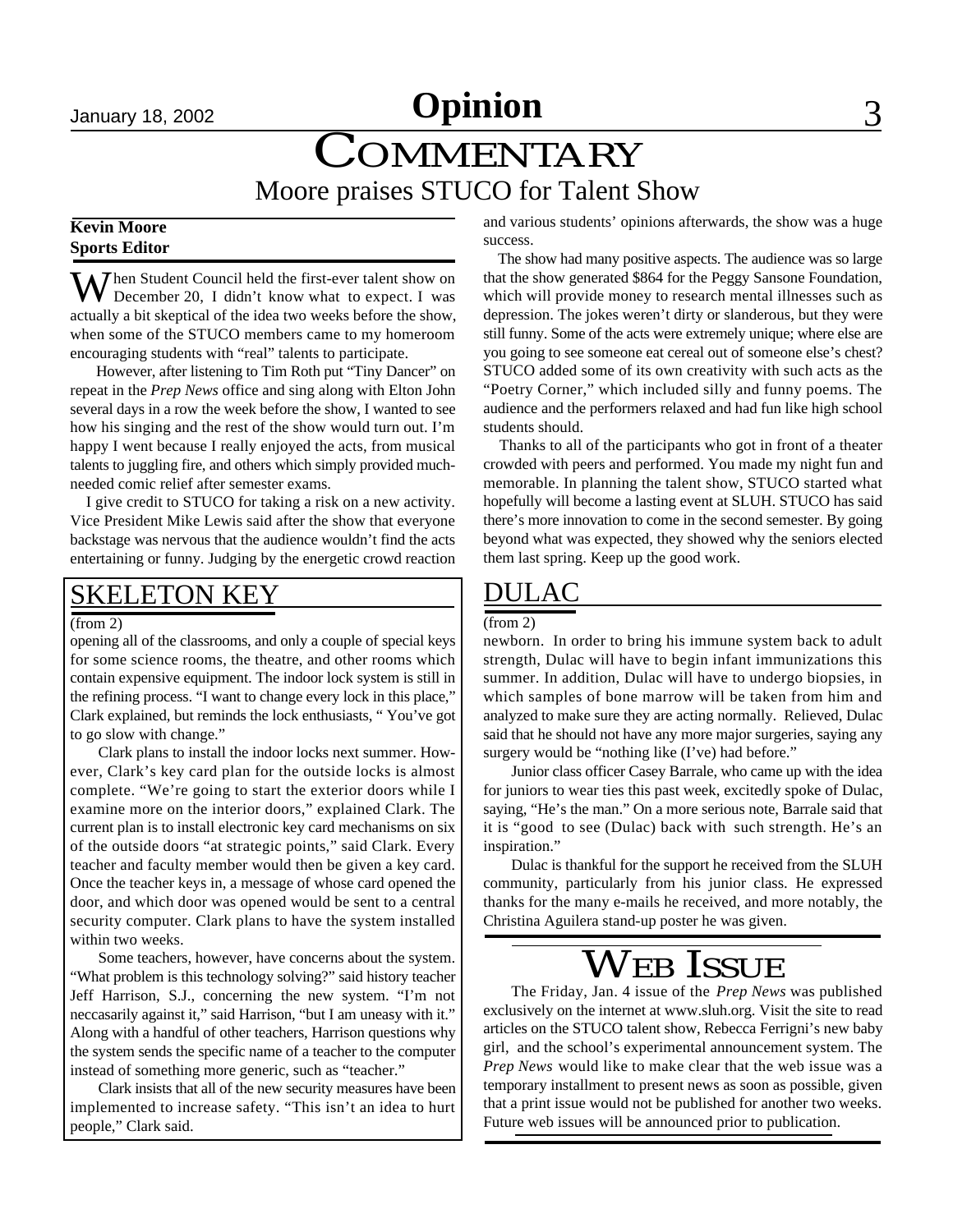# Opinion

# COMMENTARY

## Moore praises STUCO for Talent Show

**Kevin Moore**
**Sports Editor**

When Student Council held the first-ever talent show on December 20, I didn't know what to expect. I was actually a bit skeptical of the idea two weeks before the show, when some of the STUCO members came to my homeroom encouraging students with "real" talents to participate.

However, after listening to Tim Roth put "Tiny Dancer" on repeat in the *Prep News* office and sing along with Elton John several days in a row the week before the show, I wanted to see how his singing and the rest of the show would turn out. I'm happy I went because I really enjoyed the acts, from musical talents to juggling fire, and others which simply provided much-needed comic relief after semester exams.

I give credit to STUCO for taking a risk on a new activity. Vice President Mike Lewis said after the show that everyone backstage was nervous that the audience wouldn't find the acts entertaining or funny. Judging by the energetic crowd reaction and various students' opinions afterwards, the show was a huge success.

The show had many positive aspects. The audience was so large that the show generated $864 for the Peggy Sansone Foundation, which will provide money to research mental illnesses such as depression. The jokes weren't dirty or slanderous, but they were still funny. Some of the acts were extremely unique; where else are you going to see someone eat cereal out of someone else's chest? STUCO added some of its own creativity with such acts as the "Poetry Corner," which included silly and funny poems. The audience and the performers relaxed and had fun like high school students should.

Thanks to all of the participants who got in front of a theater crowded with peers and performed. You made my night fun and memorable. In planning the talent show, STUCO started what hopefully will become a lasting event at SLUH. STUCO has said there's more innovation to come in the second semester. By going beyond what was expected, they showed why the seniors elected them last spring. Keep up the good work.

## SKELETON KEY

(from 2)

opening all of the classrooms, and only a couple of special keys for some science rooms, the theatre, and other rooms which contain expensive equipment. The indoor lock system is still in the refining process. "I want to change every lock in this place," Clark explained, but reminds the lock enthusiasts, " You've got to go slow with change."

Clark plans to install the indoor locks next summer. However, Clark's key card plan for the outside locks is almost complete. "We're going to start the exterior doors while I examine more on the interior doors," explained Clark. The current plan is to install electronic key card mechanisms on six of the outside doors "at strategic points," said Clark. Every teacher and faculty member would then be given a key card. Once the teacher keys in, a message of whose card opened the door, and which door was opened would be sent to a central security computer. Clark plans to have the system installed within two weeks.

Some teachers, however, have concerns about the system. "What problem is this technology solving?" said history teacher Jeff Harrison, S.J., concerning the new system. "I'm not neccasarily against it," said Harrison, "but I am uneasy with it." Along with a handful of other teachers, Harrison questions why the system sends the specific name of a teacher to the computer instead of something more generic, such as "teacher."

Clark insists that all of the new security measures have been implemented to increase safety. "This isn't an idea to hurt people," Clark said.

## DULAC

(from 2)

newborn. In order to bring his immune system back to adult strength, Dulac will have to begin infant immunizations this summer. In addition, Dulac will have to undergo biopsies, in which samples of bone marrow will be taken from him and analyzed to make sure they are acting normally. Relieved, Dulac said that he should not have any more major surgeries, saying any surgery would be "nothing like (I've) had before."

Junior class officer Casey Barrale, who came up with the idea for juniors to wear ties this past week, excitedly spoke of Dulac, saying, "He's the man." On a more serious note, Barrale said that it is "good to see (Dulac) back with such strength. He's an inspiration."

Dulac is thankful for the support he received from the SLUH community, particularly from his junior class. He expressed thanks for the many e-mails he received, and more notably, the Christina Aguilera stand-up poster he was given.

## WEB ISSUE

The Friday, Jan. 4 issue of the *Prep News* was published exclusively on the internet at www.sluh.org. Visit the site to read articles on the STUCO talent show, Rebecca Ferrigni's new baby girl, and the school's experimental announcement system. The *Prep News* would like to make clear that the web issue was a temporary installment to present news as soon as possible, given that a print issue would not be published for another two weeks. Future web issues will be announced prior to publication.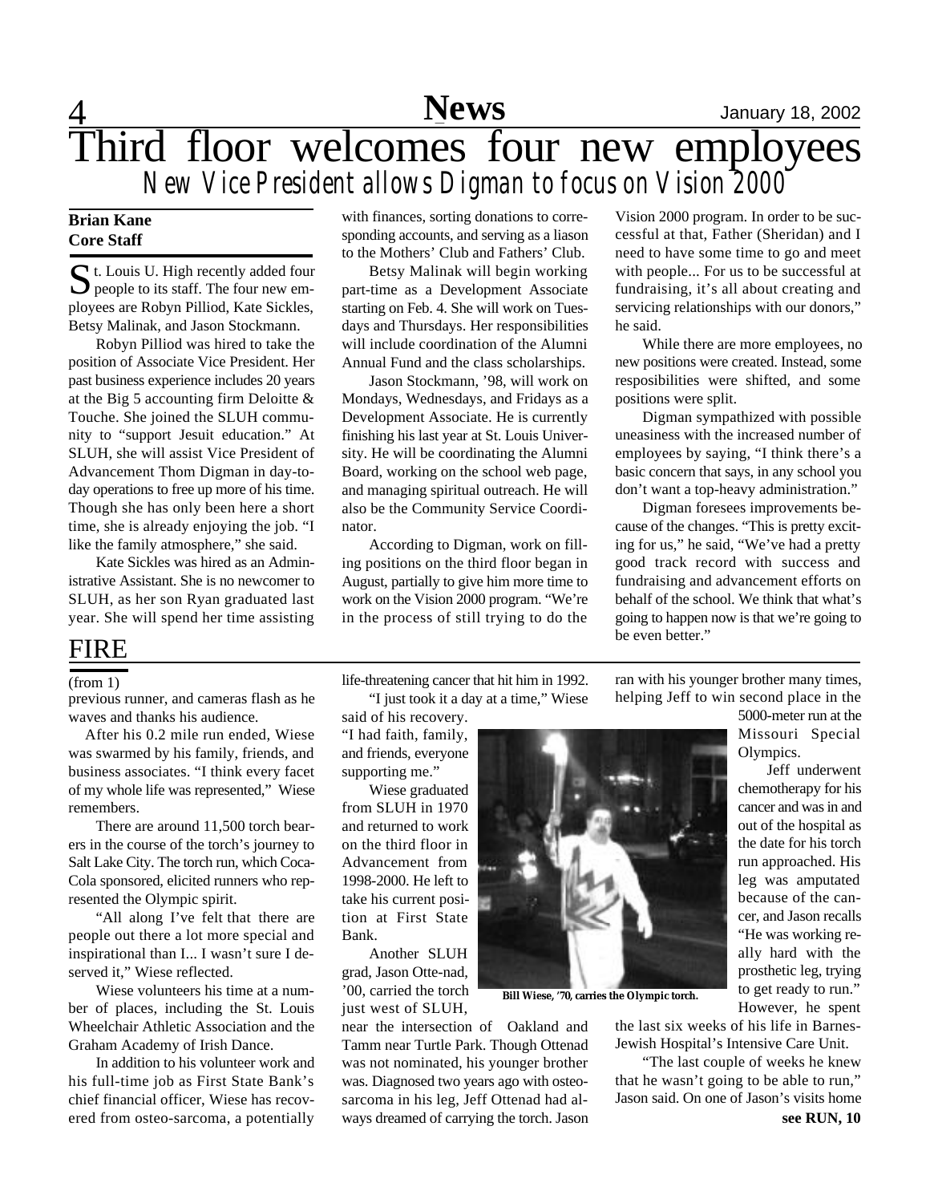# Third floor welcomes four new employees

## *New Vice President allows Digman to focus on Vision 2000*

**Brian Kane**
**Core Staff**

St. Louis U. High recently added four people to its staff. The four new employees are Robyn Pilliod, Kate Sickles, Betsy Malinak, and Jason Stockmann.

Robyn Pilliod was hired to take the position of Associate Vice President. Her past business experience includes 20 years at the Big 5 accounting firm Deloitte & Touche. She joined the SLUH community to "support Jesuit education." At SLUH, she will assist Vice President of Advancement Thom Digman in day-to-day operations to free up more of his time. Though she has only been here a short time, she is already enjoying the job. "I like the family atmosphere," she said.

Kate Sickles was hired as an Administrative Assistant. She is no newcomer to SLUH, as her son Ryan graduated last year. She will spend her time assisting with finances, sorting donations to corresponding accounts, and serving as a liason to the Mothers' Club and Fathers' Club.

Betsy Malinak will begin working part-time as a Development Associate starting on Feb. 4. She will work on Tuesdays and Thursdays. Her responsibilities will include coordination of the Alumni Annual Fund and the class scholarships.

Jason Stockmann, '98, will work on Mondays, Wednesdays, and Fridays as a Development Associate. He is currently finishing his last year at St. Louis University. He will be coordinating the Alumni Board, working on the school web page, and managing spiritual outreach. He will also be the Community Service Coordinator.

According to Digman, work on filling positions on the third floor began in August, partially to give him more time to work on the Vision 2000 program. "We're in the process of still trying to do the Vision 2000 program. In order to be successful at that, Father (Sheridan) and I need to have some time to go and meet with people... For us to be successful at fundraising, it's all about creating and servicing relationships with our donors," he said.

While there are more employees, no new positions were created. Instead, some resposibilities were shifted, and some positions were split.

Digman sympathized with possible uneasiness with the increased number of employees by saying, "I think there's a basic concern that says, in any school you don't want a top-heavy administration."

Digman foresees improvements because of the changes. "This is pretty exciting for us," he said, "We've had a pretty good track record with success and fundraising and advancement efforts on behalf of the school. We think that what's going to happen now is that we're going to be even better."

## FIRE

(from 1)

previous runner, and cameras flash as he waves and thanks his audience.

After his 0.2 mile run ended, Wiese was swarmed by his family, friends, and business associates. "I think every facet of my whole life was represented," Wiese remembers.

There are around 11,500 torch bearers in the course of the torch's journey to Salt Lake City. The torch run, which Coca-Cola sponsored, elicited runners who represented the Olympic spirit.

"All along I've felt that there are people out there a lot more special and inspirational than I... I wasn't sure I deserved it," Wiese reflected.

Wiese volunteers his time at a number of places, including the St. Louis Wheelchair Athletic Association and the Graham Academy of Irish Dance.

In addition to his volunteer work and his full-time job as First State Bank's chief financial officer, Wiese has recovered from osteo-sarcoma, a potentially life-threatening cancer that hit him in 1992.

"I just took it a day at a time," Wiese said of his recovery. "I had faith, family, and friends, everyone supporting me."

Wiese graduated from SLUH in 1970 and returned to work on the third floor in Advancement from 1998-2000. He left to take his current position at First State Bank.

Another SLUH grad, Jason Otte-nad, '00, carried the torch just west of SLUH, near the intersection of Oakland and Tamm near Turtle Park. Though Ottenad was not nominated, his younger brother was. Diagnosed two years ago with osteosarcoma in his leg, Jeff Ottenad had always dreamed of carrying the torch. Jason ran with his younger brother many times, helping Jeff to win second place in the 5000-meter run at the Missouri Special Olympics.

**Bill Wiese, '70, carries the Olympic torch.**

Jeff underwent chemotherapy for his cancer and was in and out of the hospital as the date for his torch run approached. His leg was amputated because of the cancer, and Jason recalls "He was working really hard with the prosthetic leg, trying to get ready to run." However, he spent the last six weeks of his life in Barnes-Jewish Hospital's Intensive Care Unit.

"The last couple of weeks he knew that he wasn't going to be able to run," Jason said. On one of Jason's visits home

**see RUN, 10**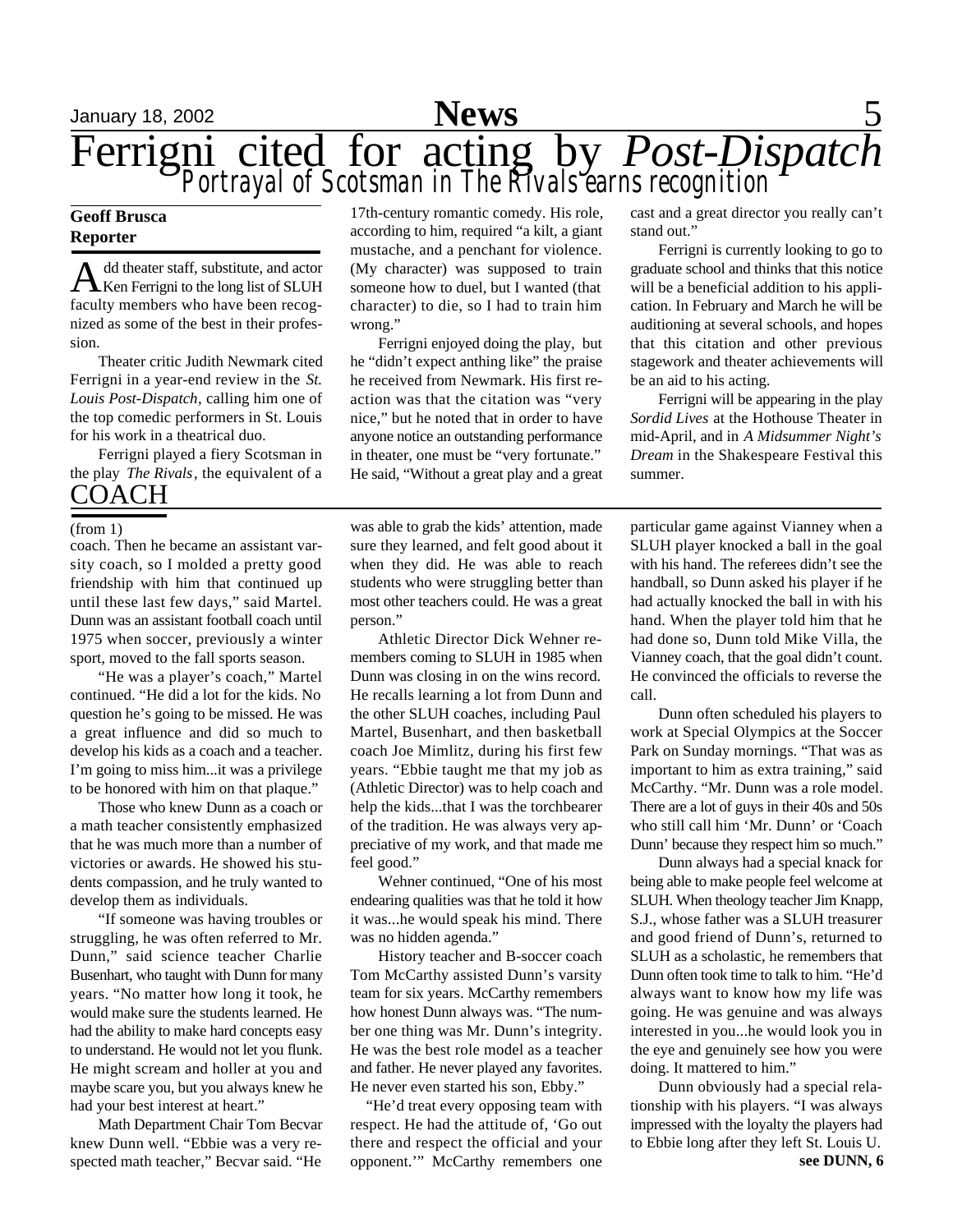# Ferrigni cited for acting by *Post-Dispatch*

## Portrayal of Scotsman in The Rivals earns recognition

**Geoff Brusca**
**Reporter**

Add theater staff, substitute, and actor Ken Ferrigni to the long list of SLUH faculty members who have been recognized as some of the best in their profession.

Theater critic Judith Newmark cited Ferrigni in a year-end review in the *St. Louis Post-Dispatch*, calling him one of the top comedic performers in St. Louis for his work in a theatrical duo.

Ferrigni played a fiery Scotsman in the play *The Rivals*, the equivalent of a 17th-century romantic comedy. His role, according to him, required "a kilt, a giant mustache, and a penchant for violence. (My character) was supposed to train someone how to duel, but I wanted (that character) to die, so I had to train him wrong."

Ferrigni enjoyed doing the play, but he "didn't expect anthing like" the praise he received from Newmark. His first reaction was that the citation was "very nice," but he noted that in order to have anyone notice an outstanding performance in theater, one must be "very fortunate." He said, "Without a great play and a great cast and a great director you really can't stand out."

Ferrigni is currently looking to go to graduate school and thinks that this notice will be a beneficial addition to his application. In February and March he will be auditioning at several schools, and hopes that this citation and other previous stagework and theater achievements will be an aid to his acting.

Ferrigni will be appearing in the play *Sordid Lives* at the Hothouse Theater in mid-April, and in *A Midsummer Night's Dream* in the Shakespeare Festival this summer.

# COACH

(from 1)

coach. Then he became an assistant varsity coach, so I molded a pretty good friendship with him that continued up until these last few days," said Martel. Dunn was an assistant football coach until 1975 when soccer, previously a winter sport, moved to the fall sports season.

"He was a player's coach," Martel continued. "He did a lot for the kids. No question he's going to be missed. He was a great influence and did so much to develop his kids as a coach and a teacher. I'm going to miss him...it was a privilege to be honored with him on that plaque."

Those who knew Dunn as a coach or a math teacher consistently emphasized that he was much more than a number of victories or awards. He showed his students compassion, and he truly wanted to develop them as individuals.

"If someone was having troubles or struggling, he was often referred to Mr. Dunn," said science teacher Charlie Busenhart, who taught with Dunn for many years. "No matter how long it took, he would make sure the students learned. He had the ability to make hard concepts easy to understand. He would not let you flunk. He might scream and holler at you and maybe scare you, but you always knew he had your best interest at heart."

Math Department Chair Tom Becvar knew Dunn well. "Ebbie was a very respected math teacher," Becvar said. "He was able to grab the kids' attention, made sure they learned, and felt good about it when they did. He was able to reach students who were struggling better than most other teachers could. He was a great person."

Athletic Director Dick Wehner remembers coming to SLUH in 1985 when Dunn was closing in on the wins record. He recalls learning a lot from Dunn and the other SLUH coaches, including Paul Martel, Busenhart, and then basketball coach Joe Mimlitz, during his first few years. "Ebbie taught me that my job as (Athletic Director) was to help coach and help the kids...that I was the torchbearer of the tradition. He was always very appreciative of my work, and that made me feel good."

Wehner continued, "One of his most endearing qualities was that he told it how it was...he would speak his mind. There was no hidden agenda."

History teacher and B-soccer coach Tom McCarthy assisted Dunn's varsity team for six years. McCarthy remembers how honest Dunn always was. "The number one thing was Mr. Dunn's integrity. He was the best role model as a teacher and father. He never played any favorites. He never even started his son, Ebby."

"He'd treat every opposing team with respect. He had the attitude of, 'Go out there and respect the official and your opponent.'" McCarthy remembers one particular game against Vianney when a SLUH player knocked a ball in the goal with his hand. The referees didn't see the handball, so Dunn asked his player if he had actually knocked the ball in with his hand. When the player told him that he had done so, Dunn told Mike Villa, the Vianney coach, that the goal didn't count. He convinced the officials to reverse the call.

Dunn often scheduled his players to work at Special Olympics at the Soccer Park on Sunday mornings. "That was as important to him as extra training," said McCarthy. "Mr. Dunn was a role model. There are a lot of guys in their 40s and 50s who still call him 'Mr. Dunn' or 'Coach Dunn' because they respect him so much."

Dunn always had a special knack for being able to make people feel welcome at SLUH. When theology teacher Jim Knapp, S.J., whose father was a SLUH treasurer and good friend of Dunn's, returned to SLUH as a scholastic, he remembers that Dunn often took time to talk to him. "He'd always want to know how my life was going. He was genuine and was always interested in you...he would look you in the eye and genuinely see how you were doing. It mattered to him."

Dunn obviously had a special relationship with his players. "I was always impressed with the loyalty the players had to Ebbie long after they left St. Louis U.

**see DUNN, 6**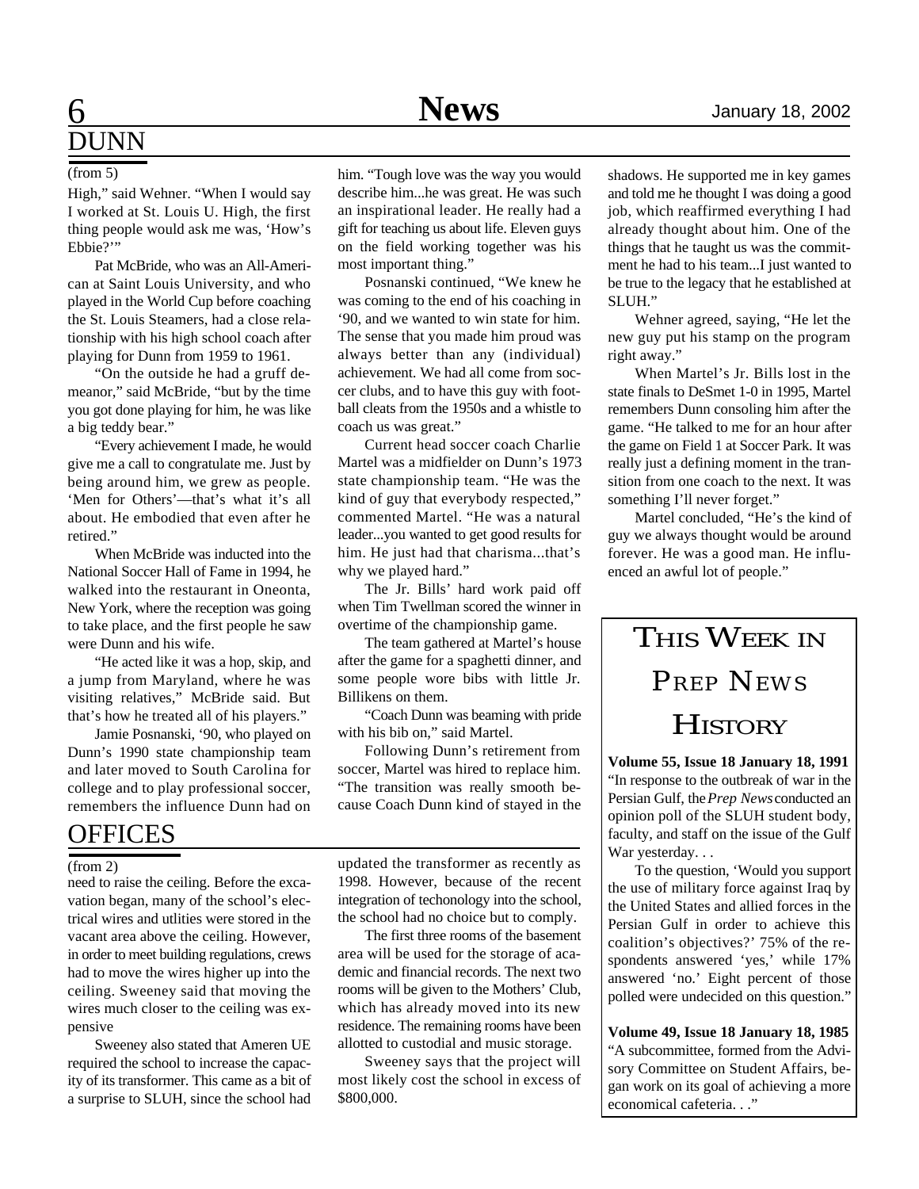## DUNN

(from 5)

High," said Wehner. "When I would say I worked at St. Louis U. High, the first thing people would ask me was, 'How's Ebbie?'"

Pat McBride, who was an All-American at Saint Louis University, and who played in the World Cup before coaching the St. Louis Steamers, had a close relationship with his high school coach after playing for Dunn from 1959 to 1961.

"On the outside he had a gruff demeanor," said McBride, "but by the time you got done playing for him, he was like a big teddy bear."

"Every achievement I made, he would give me a call to congratulate me. Just by being around him, we grew as people. 'Men for Others'—that's what it's all about. He embodied that even after he retired."

When McBride was inducted into the National Soccer Hall of Fame in 1994, he walked into the restaurant in Oneonta, New York, where the reception was going to take place, and the first people he saw were Dunn and his wife.

"He acted like it was a hop, skip, and a jump from Maryland, where he was visiting relatives," McBride said. But that's how he treated all of his players."

Jamie Posnanski, '90, who played on Dunn's 1990 state championship team and later moved to South Carolina for college and to play professional soccer, remembers the influence Dunn had on him. "Tough love was the way you would describe him...he was great. He was such an inspirational leader. He really had a gift for teaching us about life. Eleven guys on the field working together was his most important thing."

Posnanski continued, "We knew he was coming to the end of his coaching in '90, and we wanted to win state for him. The sense that you made him proud was always better than any (individual) achievement. We had all come from soccer clubs, and to have this guy with football cleats from the 1950s and a whistle to coach us was great."

Current head soccer coach Charlie Martel was a midfielder on Dunn's 1973 state championship team. "He was the kind of guy that everybody respected," commented Martel. "He was a natural leader...you wanted to get good results for him. He just had that charisma...that's why we played hard."

The Jr. Bills' hard work paid off when Tim Twellman scored the winner in overtime of the championship game.

The team gathered at Martel's house after the game for a spaghetti dinner, and some people wore bibs with little Jr. Billikens on them.

"Coach Dunn was beaming with pride with his bib on," said Martel.

Following Dunn's retirement from soccer, Martel was hired to replace him. "The transition was really smooth because Coach Dunn kind of stayed in the shadows. He supported me in key games and told me he thought I was doing a good job, which reaffirmed everything I had already thought about him. One of the things that he taught us was the commitment he had to his team...I just wanted to be true to the legacy that he established at SLUH."

Wehner agreed, saying, "He let the new guy put his stamp on the program right away."

When Martel's Jr. Bills lost in the state finals to DeSmet 1-0 in 1995, Martel remembers Dunn consoling him after the game. "He talked to me for an hour after the game on Field 1 at Soccer Park. It was really just a defining moment in the transition from one coach to the next. It was something I'll never forget."

Martel concluded, "He's the kind of guy we always thought would be around forever. He was a good man. He influenced an awful lot of people."

## OFFICES

(from 2)

need to raise the ceiling. Before the excavation began, many of the school's electrical wires and utlities were stored in the vacant area above the ceiling. However, in order to meet building regulations, crews had to move the wires higher up into the ceiling. Sweeney said that moving the wires much closer to the ceiling was expensive

Sweeney also stated that Ameren UE required the school to increase the capacity of its transformer. This came as a bit of a surprise to SLUH, since the school had updated the transformer as recently as 1998. However, because of the recent integration of techonology into the school, the school had no choice but to comply.

The first three rooms of the basement area will be used for the storage of academic and financial records. The next two rooms will be given to the Mothers' Club, which has already moved into its new residence. The remaining rooms have been allotted to custodial and music storage.

Sweeney says that the project will most likely cost the school in excess of $800,000.

## This Week in Prep News History

**Volume 55, Issue 18 January 18, 1991**
"In response to the outbreak of war in the Persian Gulf, the *Prep News* conducted an opinion poll of the SLUH student body, faculty, and staff on the issue of the Gulf War yesterday. . .

To the question, 'Would you support the use of military force against Iraq by the United States and allied forces in the Persian Gulf in order to achieve this coalition's objectives?' 75% of the respondents answered 'yes,' while 17% answered 'no.' Eight percent of those polled were undecided on this question."

**Volume 49, Issue 18 January 18, 1985**
"A subcommittee, formed from the Advisory Committee on Student Affairs, began work on its goal of achieving a more economical cafeteria. . ."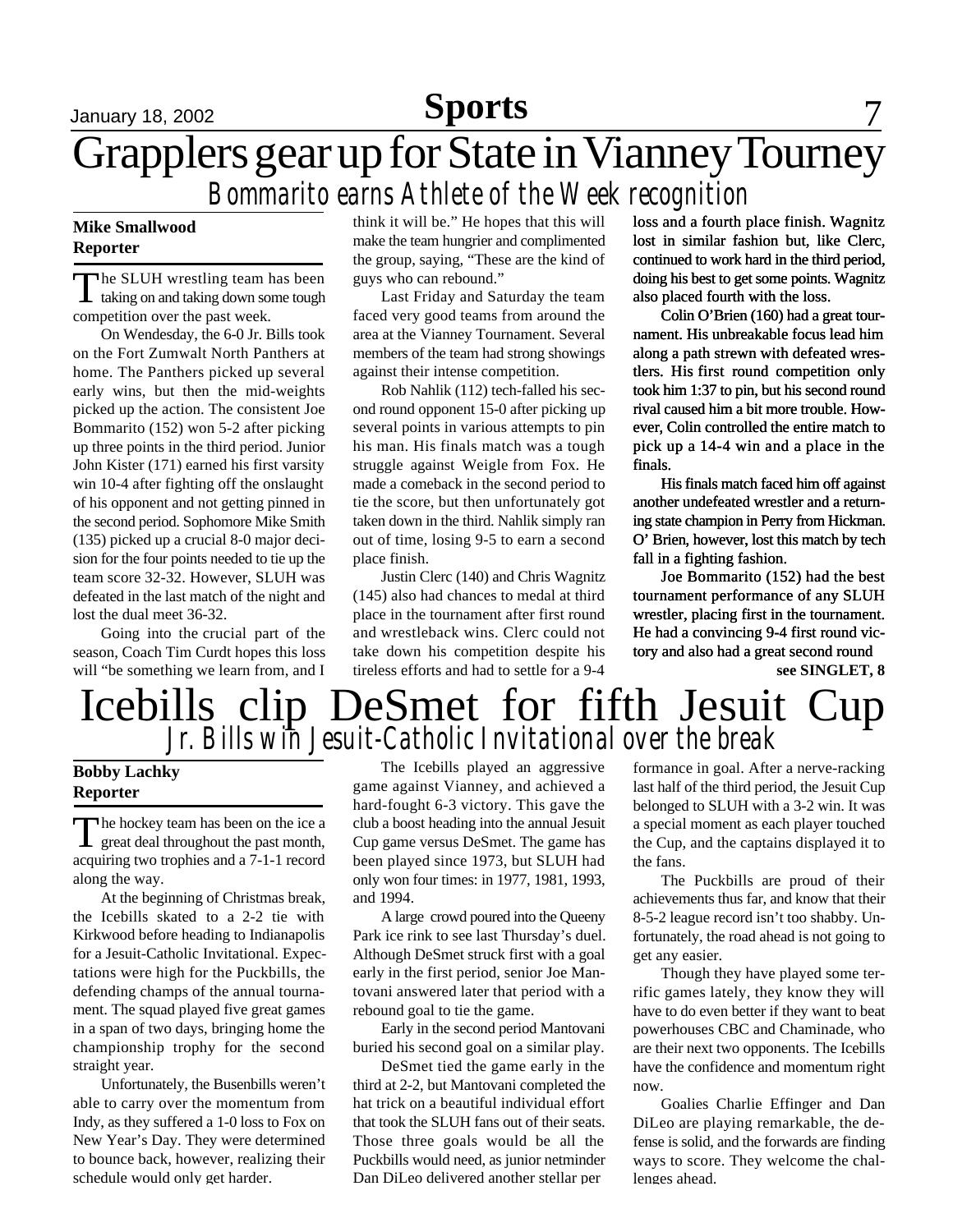# Grapplers gear up for State in Vianney Tourney

## *Bommarito earns Athlete of the Week recognition*

**Mike Smallwood**
**Reporter**

The SLUH wrestling team has been taking on and taking down some tough competition over the past week.

On Wendesday, the 6-0 Jr. Bills took on the Fort Zumwalt North Panthers at home. The Panthers picked up several early wins, but then the mid-weights picked up the action. The consistent Joe Bommarito (152) won 5-2 after picking up three points in the third period. Junior John Kister (171) earned his first varsity win 10-4 after fighting off the onslaught of his opponent and not getting pinned in the second period. Sophomore Mike Smith (135) picked up a crucial 8-0 major decision for the four points needed to tie up the team score 32-32. However, SLUH was defeated in the last match of the night and lost the dual meet 36-32.

Going into the crucial part of the season, Coach Tim Curdt hopes this loss will "be something we learn from, and I think it will be." He hopes that this will make the team hungrier and complimented the group, saying, "These are the kind of guys who can rebound."

Last Friday and Saturday the team faced very good teams from around the area at the Vianney Tournament. Several members of the team had strong showings against their intense competition.

Rob Nahlik (112) tech-falled his second round opponent 15-0 after picking up several points in various attempts to pin his man. His finals match was a tough struggle against Weigle from Fox. He made a comeback in the second period to tie the score, but then unfortunately got taken down in the third. Nahlik simply ran out of time, losing 9-5 to earn a second place finish.

Justin Clerc (140) and Chris Wagnitz (145) also had chances to medal at third place in the tournament after first round and wrestleback wins. Clerc could not take down his competition despite his tireless efforts and had to settle for a 9-4 loss and a fourth place finish. Wagnitz lost in similar fashion but, like Clerc, continued to work hard in the third period, doing his best to get some points. Wagnitz also placed fourth with the loss.

Colin O'Brien (160) had a great tournament. His unbreakable focus lead him along a path strewn with defeated wrestlers. His first round competition only took him 1:37 to pin, but his second round rival caused him a bit more trouble. However, Colin controlled the entire match to pick up a 14-4 win and a place in the finals.

His finals match faced him off against another undefeated wrestler and a returning state champion in Perry from Hickman. O' Brien, however, lost this match by tech fall in a fighting fashion.

Joe Bommarito (152) had the best tournament performance of any SLUH wrestler, placing first in the tournament. He had a convincing 9-4 first round victory and also had a great second round

**see SINGLET, 8**

# Icebills clip DeSmet for fifth Jesuit Cup

## *Jr. Bills win Jesuit-Catholic Invitational over the break*

**Bobby Lachky**
**Reporter**

The hockey team has been on the ice a great deal throughout the past month, acquiring two trophies and a 7-1-1 record along the way.

At the beginning of Christmas break, the Icebills skated to a 2-2 tie with Kirkwood before heading to Indianapolis for a Jesuit-Catholic Invitational. Expectations were high for the Puckbills, the defending champs of the annual tournament. The squad played five great games in a span of two days, bringing home the championship trophy for the second straight year.

Unfortunately, the Busenbills weren't able to carry over the momentum from Indy, as they suffered a 1-0 loss to Fox on New Year's Day. They were determined to bounce back, however, realizing their schedule would only get harder.

The Icebills played an aggressive game against Vianney, and achieved a hard-fought 6-3 victory. This gave the club a boost heading into the annual Jesuit Cup game versus DeSmet. The game has been played since 1973, but SLUH had only won four times: in 1977, 1981, 1993, and 1994.

A large crowd poured into the Queeny Park ice rink to see last Thursday's duel. Although DeSmet struck first with a goal early in the first period, senior Joe Mantovani answered later that period with a rebound goal to tie the game.

Early in the second period Mantovani buried his second goal on a similar play.

DeSmet tied the game early in the third at 2-2, but Mantovani completed the hat trick on a beautiful individual effort that took the SLUH fans out of their seats. Those three goals would be all the Puckbills would need, as junior netminder Dan DiLeo delivered another stellar performance in goal. After a nerve-racking last half of the third period, the Jesuit Cup belonged to SLUH with a 3-2 win. It was a special moment as each player touched the Cup, and the captains displayed it to the fans.

The Puckbills are proud of their achievements thus far, and know that their 8-5-2 league record isn't too shabby. Unfortunately, the road ahead is not going to get any easier.

Though they have played some terrific games lately, they know they will have to do even better if they want to beat powerhouses CBC and Chaminade, who are their next two opponents. The Icebills have the confidence and momentum right now.

Goalies Charlie Effinger and Dan DiLeo are playing remarkable, the defense is solid, and the forwards are finding ways to score. They welcome the challenges ahead.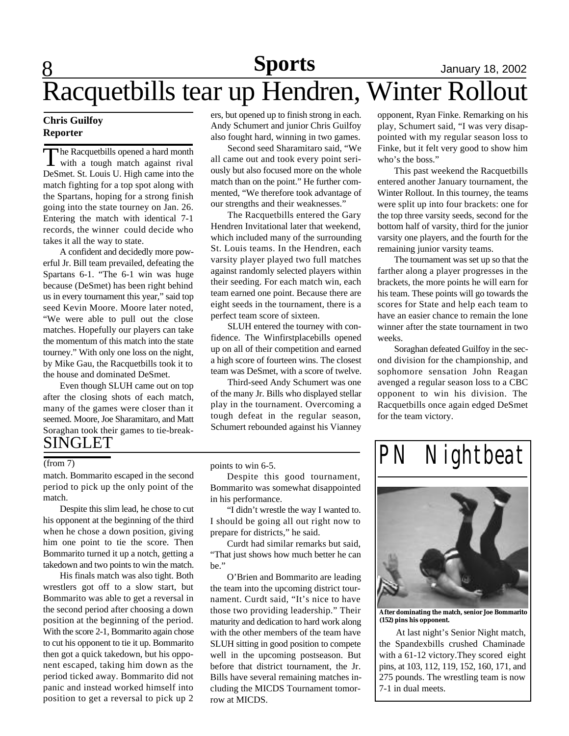# Racquetbills tear up Hendren, Winter Rollout

**Chris Guilfoy**
**Reporter**

The Racquetbills opened a hard month with a tough match against rival DeSmet. St. Louis U. High came into the match fighting for a top spot along with the Spartans, hoping for a strong finish going into the state tourney on Jan. 26. Entering the match with identical 7-1 records, the winner could decide who takes it all the way to state.

A confident and decidedly more powerful Jr. Bill team prevailed, defeating the Spartans 6-1. "The 6-1 win was huge because (DeSmet) has been right behind us in every tournament this year," said top seed Kevin Moore. Moore later noted, "We were able to pull out the close matches. Hopefully our players can take the momentum of this match into the state tourney." With only one loss on the night, by Mike Gau, the Racquetbills took it to the house and dominated DeSmet.

Even though SLUH came out on top after the closing shots of each match, many of the games were closer than it seemed. Moore, Joe Sharamitaro, and Matt Soraghan took their games to tie-breakers, but opened up to finish strong in each. Andy Schumert and junior Chris Guilfoy also fought hard, winning in two games.

Second seed Sharamitaro said, "We all came out and took every point seriously but also focused more on the whole match than on the point." He further commented, "We therefore took advantage of our strengths and their weaknesses."

The Racquetbills entered the Gary Hendren Invitational later that weekend, which included many of the surrounding St. Louis teams. In the Hendren, each varsity player played two full matches against randomly selected players within their seeding. For each match win, each team earned one point. Because there are eight seeds in the tournament, there is a perfect team score of sixteen.

SLUH entered the tourney with confidence. The Winfirstplacebills opened up on all of their competition and earned a high score of fourteen wins. The closest team was DeSmet, with a score of twelve.

Third-seed Andy Schumert was one of the many Jr. Bills who displayed stellar play in the tournament. Overcoming a tough defeat in the regular season, Schumert rebounded against his Vianney opponent, Ryan Finke. Remarking on his play, Schumert said, "I was very disappointed with my regular season loss to Finke, but it felt very good to show him who's the boss."

This past weekend the Racquetbills entered another January tournament, the Winter Rollout. In this tourney, the teams were split up into four brackets: one for the top three varsity seeds, second for the bottom half of varsity, third for the junior varsity one players, and the fourth for the remaining junior varsity teams.

The tournament was set up so that the farther along a player progresses in the brackets, the more points he will earn for his team. These points will go towards the scores for State and help each team to have an easier chance to remain the lone winner after the state tournament in two weeks.

Soraghan defeated Guilfoy in the second division for the championship, and sophomore sensation John Reagan avenged a regular season loss to a CBC opponent to win his division. The Racquetbills once again edged DeSmet for the team victory.

## SINGLET

(from 7)

match. Bommarito escaped in the second period to pick up the only point of the match.

Despite this slim lead, he chose to cut his opponent at the beginning of the third when he chose a down position, giving him one point to tie the score. Then Bommarito turned it up a notch, getting a takedown and two points to win the match.

His finals match was also tight. Both wrestlers got off to a slow start, but Bommarito was able to get a reversal in the second period after choosing a down position at the beginning of the period. With the score 2-1, Bommarito again chose to cut his opponent to tie it up. Bommarito then got a quick takedown, but his opponent escaped, taking him down as the period ticked away. Bommarito did not panic and instead worked himself into position to get a reversal to pick up 2 points to win 6-5.

Despite this good tournament, Bommarito was somewhat disappointed in his performance.

"I didn't wrestle the way I wanted to. I should be going all out right now to prepare for districts," he said.

Curdt had similar remarks but said, "That just shows how much better he can be."

O'Brien and Bommarito are leading the team into the upcoming district tournament. Curdt said, "It's nice to have those two providing leadership." Their maturity and dedication to hard work along with the other members of the team have SLUH sitting in good position to compete well in the upcoming postseason. But before that district tournament, the Jr. Bills have several remaining matches including the MICDS Tournament tomorrow at MICDS.

## PN Nightbeat

After dominating the match, senior Joe Bommarito (152) pins his opponent.

At last night's Senior Night match, the Spandexbills crushed Chaminade with a 61-12 victory.They scored eight pins, at 103, 112, 119, 152, 160, 171, and 275 pounds. The wrestling team is now 7-1 in dual meets.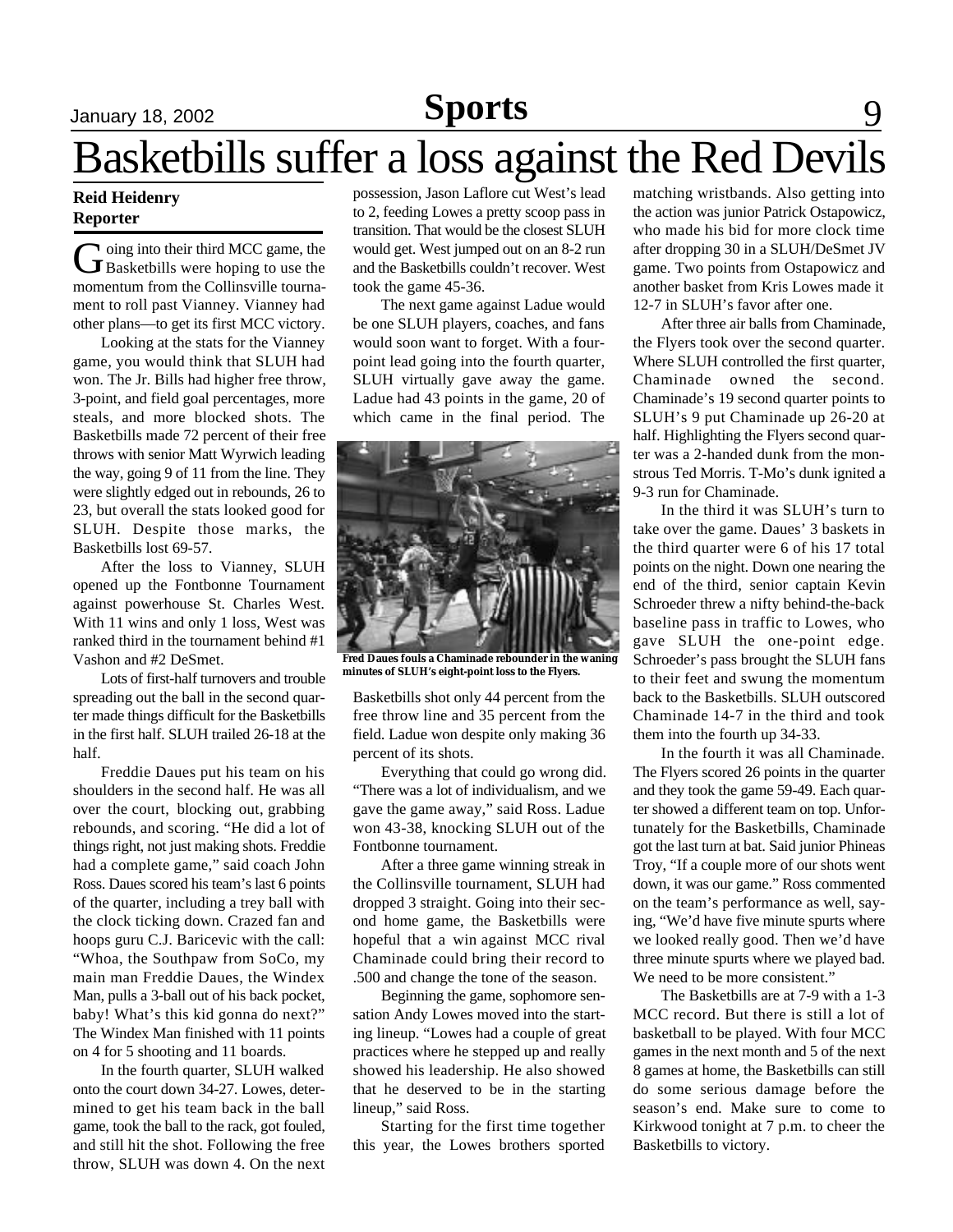# Basketbills suffer a loss against the Red Devils

**Reid Heidenry**
**Reporter**

Going into their third MCC game, the Basketbills were hoping to use the momentum from the Collinsville tournament to roll past Vianney. Vianney had other plans—to get its first MCC victory.

Looking at the stats for the Vianney game, you would think that SLUH had won. The Jr. Bills had higher free throw, 3-point, and field goal percentages, more steals, and more blocked shots. The Basketbills made 72 percent of their free throws with senior Matt Wyrwich leading the way, going 9 of 11 from the line. They were slightly edged out in rebounds, 26 to 23, but overall the stats looked good for SLUH. Despite those marks, the Basketbills lost 69-57.

After the loss to Vianney, SLUH opened up the Fontbonne Tournament against powerhouse St. Charles West. With 11 wins and only 1 loss, West was ranked third in the tournament behind #1 Vashon and #2 DeSmet.

Lots of first-half turnovers and trouble spreading out the ball in the second quarter made things difficult for the Basketbills in the first half. SLUH trailed 26-18 at the half.

Freddie Daues put his team on his shoulders in the second half. He was all over the court, blocking out, grabbing rebounds, and scoring. "He did a lot of things right, not just making shots. Freddie had a complete game," said coach John Ross. Daues scored his team's last 6 points of the quarter, including a trey ball with the clock ticking down. Crazed fan and hoops guru C.J. Baricevic with the call: "Whoa, the Southpaw from SoCo, my main man Freddie Daues, the Windex Man, pulls a 3-ball out of his back pocket, baby! What's this kid gonna do next?" The Windex Man finished with 11 points on 4 for 5 shooting and 11 boards.

In the fourth quarter, SLUH walked onto the court down 34-27. Lowes, determined to get his team back in the ball game, took the ball to the rack, got fouled, and still hit the shot. Following the free throw, SLUH was down 4. On the next possession, Jason Laflore cut West's lead to 2, feeding Lowes a pretty scoop pass in transition. That would be the closest SLUH would get. West jumped out on an 8-2 run and the Basketbills couldn't recover. West took the game 45-36.

The next game against Ladue would be one SLUH players, coaches, and fans would soon want to forget. With a four-point lead going into the fourth quarter, SLUH virtually gave away the game. Ladue had 43 points in the game, 20 of which came in the final period. The Basketbills shot only 44 percent from the free throw line and 35 percent from the field. Ladue won despite only making 36 percent of its shots.

Fred Daues fouls a Chaminade rebounder in the waning minutes of SLUH's eight-point loss to the Flyers.

Everything that could go wrong did. "There was a lot of individualism, and we gave the game away," said Ross. Ladue won 43-38, knocking SLUH out of the Fontbonne tournament.

After a three game winning streak in the Collinsville tournament, SLUH had dropped 3 straight. Going into their second home game, the Basketbills were hopeful that a win against MCC rival Chaminade could bring their record to .500 and change the tone of the season.

Beginning the game, sophomore sensation Andy Lowes moved into the starting lineup. "Lowes had a couple of great practices where he stepped up and really showed his leadership. He also showed that he deserved to be in the starting lineup," said Ross.

Starting for the first time together this year, the Lowes brothers sported matching wristbands. Also getting into the action was junior Patrick Ostapowicz, who made his bid for more clock time after dropping 30 in a SLUH/DeSmet JV game. Two points from Ostapowicz and another basket from Kris Lowes made it 12-7 in SLUH's favor after one.

After three air balls from Chaminade, the Flyers took over the second quarter. Where SLUH controlled the first quarter, Chaminade owned the second. Chaminade's 19 second quarter points to SLUH's 9 put Chaminade up 26-20 at half. Highlighting the Flyers second quarter was a 2-handed dunk from the monstrous Ted Morris. T-Mo's dunk ignited a 9-3 run for Chaminade.

In the third it was SLUH's turn to take over the game. Daues' 3 baskets in the third quarter were 6 of his 17 total points on the night. Down one nearing the end of the third, senior captain Kevin Schroeder threw a nifty behind-the-back baseline pass in traffic to Lowes, who gave SLUH the one-point edge. Schroeder's pass brought the SLUH fans to their feet and swung the momentum back to the Basketbills. SLUH outscored Chaminade 14-7 in the third and took them into the fourth up 34-33.

In the fourth it was all Chaminade. The Flyers scored 26 points in the quarter and they took the game 59-49. Each quarter showed a different team on top. Unfortunately for the Basketbills, Chaminade got the last turn at bat. Said junior Phineas Troy, "If a couple more of our shots went down, it was our game." Ross commented on the team's performance as well, saying, "We'd have five minute spurts where we looked really good. Then we'd have three minute spurts where we played bad. We need to be more consistent."

The Basketbills are at 7-9 with a 1-3 MCC record. But there is still a lot of basketball to be played. With four MCC games in the next month and 5 of the next 8 games at home, the Basketbills can still do some serious damage before the season's end. Make sure to come to Kirkwood tonight at 7 p.m. to cheer the Basketbills to victory.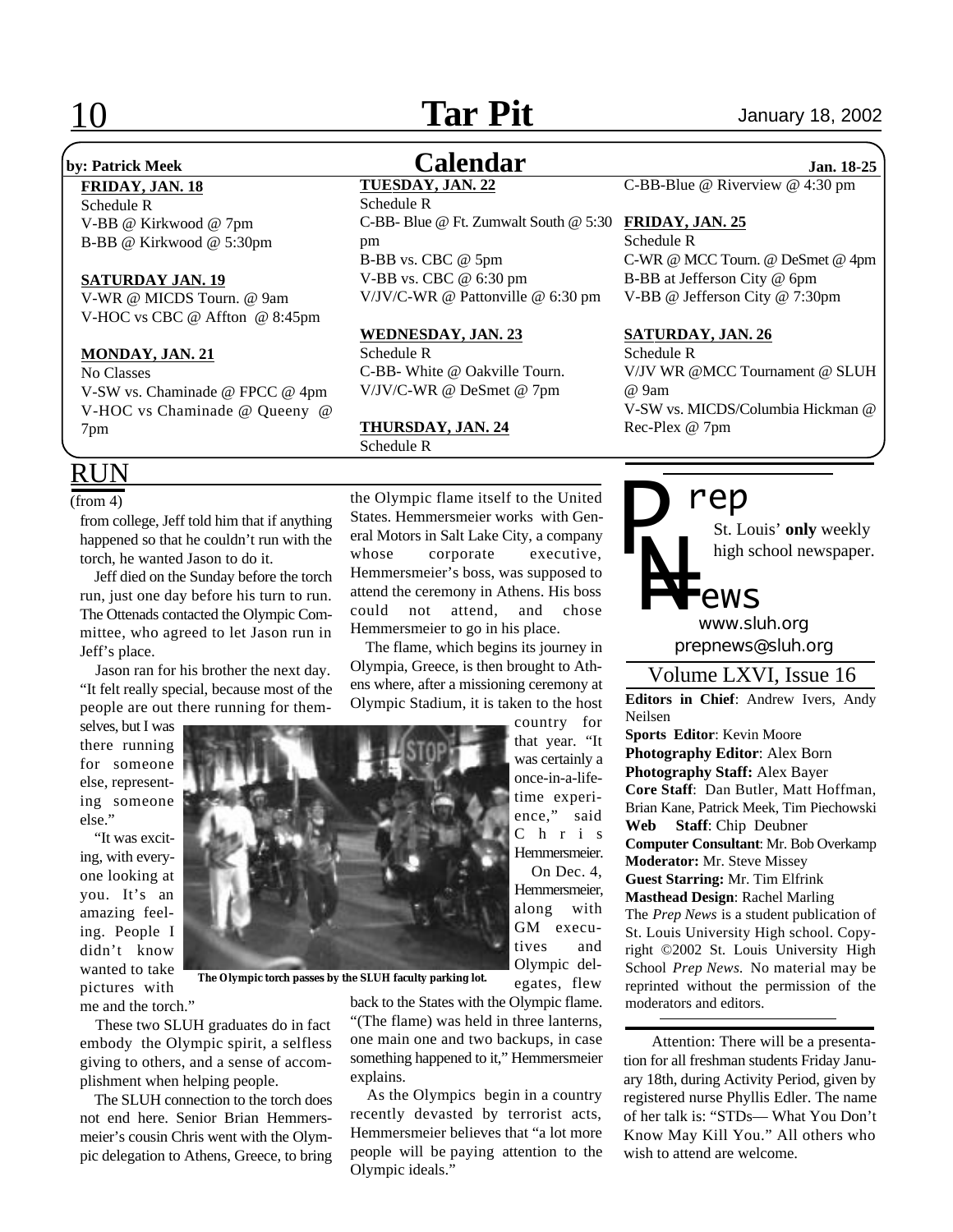## Calendar

by: Patrick Meek — Jan. 18-25

**FRIDAY, JAN. 18**
Schedule R
V-BB @ Kirkwood @ 7pm
B-BB @ Kirkwood @ 5:30pm

**SATURDAY JAN. 19**
V-WR @ MICDS Tourn. @ 9am
V-HOC vs CBC @ Affton @ 8:45pm

**MONDAY, JAN. 21**
No Classes
V-SW vs. Chaminade @ FPCC @ 4pm
V-HOC vs Chaminade @ Queeny @ 7pm

**TUESDAY, JAN. 22**
Schedule R
C-BB- Blue @ Ft. Zumwalt South @ 5:30 pm
B-BB vs. CBC @ 5pm
V-BB vs. CBC @ 6:30 pm
V/JV/C-WR @ Pattonville @ 6:30 pm

**WEDNESDAY, JAN. 23**
Schedule R
C-BB- White @ Oakville Tourn.
V/JV/C-WR @ DeSmet @ 7pm

**THURSDAY, JAN. 24**
Schedule R
C-BB-Blue @ Riverview @ 4:30 pm

**FRIDAY, JAN. 25**
Schedule R
C-WR @ MCC Tourn. @ DeSmet @ 4pm
B-BB at Jefferson City @ 6pm
V-BB @ Jefferson City @ 7:30pm

**SATURDAY, JAN. 26**
Schedule R
V/JV WR @MCC Tournament @ SLUH @ 9am
V-SW vs. MICDS/Columbia Hickman @ Rec-Plex @ 7pm

## RUN

(from 4)

from college, Jeff told him that if anything happened so that he couldn't run with the torch, he wanted Jason to do it.

Jeff died on the Sunday before the torch run, just one day before his turn to run. The Ottenads contacted the Olympic Committee, who agreed to let Jason run in Jeff's place.

Jason ran for his brother the next day. "It felt really special, because most of the people are out there running for themselves, but I was there running for someone else, representing someone else."

"It was exciting, with everyone looking at you. It's an amazing feeling. People I didn't know wanted to take pictures with me and the torch."

These two SLUH graduates do in fact embody the Olympic spirit, a selfless giving to others, and a sense of accomplishment when helping people.

The SLUH connection to the torch does not end here. Senior Brian Hemmersmeier's cousin Chris went with the Olympic delegation to Athens, Greece, to bring the Olympic flame itself to the United States. Hemmersmeier works with General Motors in Salt Lake City, a company whose corporate executive, Hemmersmeier's boss, was supposed to attend the ceremony in Athens. His boss could not attend, and chose Hemmersmeier to go in his place.

The flame, which begins its journey in Olympia, Greece, is then brought to Athens where, after a missioning ceremony at Olympic Stadium, it is taken to the host country for that year. "It was certainly a once-in-a-lifetime experience," said Chris Hemmersmeier.

On Dec. 4, Hemmersmeier, along with GM executives and Olympic delegates, flew back to the States with the Olympic flame. "(The flame) was held in three lanterns, one main one and two backups, in case something happened to it," Hemmersmeier explains.

As the Olympics begin in a country recently devastated by terrorist acts, Hemmersmeier believes that "a lot more people will be paying attention to the Olympic ideals."

The Olympic torch passes by the SLUH faculty parking lot.

---

**Prep News**
St. Louis' **only** weekly high school newspaper.
www.sluh.org
prepnews@sluh.org

Volume LXVI, Issue 16

**Editors in Chief**: Andrew Ivers, Andy Neilsen
**Sports Editor**: Kevin Moore
**Photography Editor**: Alex Born
**Photography Staff:** Alex Bayer
**Core Staff**: Dan Butler, Matt Hoffman, Brian Kane, Patrick Meek, Tim Piechowski
**Web Staff**: Chip Deubner
**Computer Consultant**: Mr. Bob Overkamp
**Moderator:** Mr. Steve Missey
**Guest Starring:** Mr. Tim Elfrink
**Masthead Design**: Rachel Marling

The *Prep News* is a student publication of St. Louis University High school. Copyright ©2002 St. Louis University High School *Prep News.* No material may be reprinted without the permission of the moderators and editors.

---

Attention: There will be a presentation for all freshman students Friday January 18th, during Activity Period, given by registered nurse Phyllis Edler. The name of her talk is: "STDs— What You Don't Know May Kill You." All others who wish to attend are welcome.